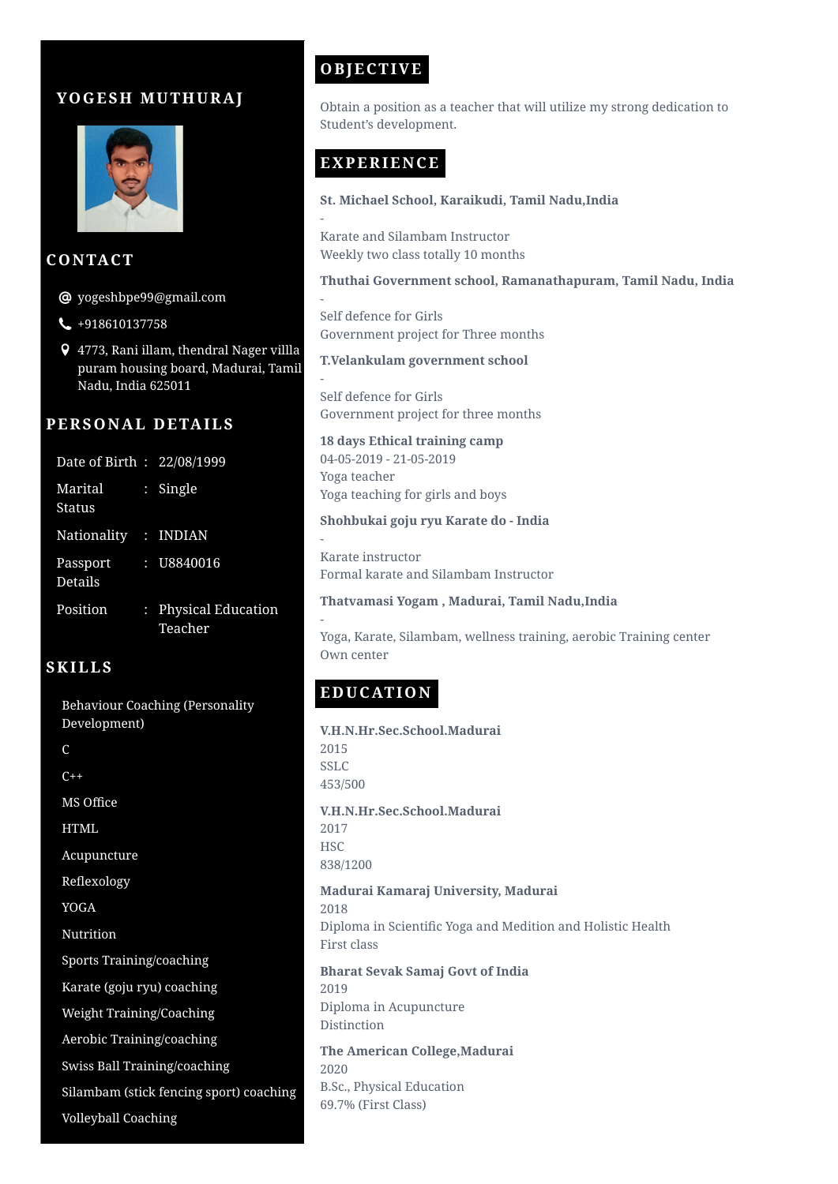# YOGESH MUTHURAJ

## CONTACT

- yogeshbpe99@gmail.com
- +918610137758
- 4773, Rani illam, thendral Nager villa puram housing board, Madurai, Tamil Nadu, India 625011

## PERSONAL DETAILS

| | | |
|---|---|---|
| Date of Birth | : | 22/08/1999 |
| Marital Status | : | Single |
| Nationality | : | INDIAN |
| Passport Details | : | U8840016 |
| Position | : | Physical Education Teacher |

## SKILLS

- Behaviour Coaching (Personality Development)
- C
- C++
- MS Office
- HTML
- Acupuncture
- Reflexology
- YOGA
- Nutrition
- Sports Training/coaching
- Karate (goju ryu) coaching
- Weight Training/Coaching
- Aerobic Training/coaching
- Swiss Ball Training/coaching
- Silambam (stick fencing sport) coaching
- Volleyball Coaching

## OBJECTIVE

Obtain a position as a teacher that will utilize my strong dedication to Student's development.

## EXPERIENCE

**St. Michael School, Karaikudi, Tamil Nadu,India**
-
Karate and Silambam Instructor
Weekly two class totally 10 months

**Thuthai Government school, Ramanathapuram, Tamil Nadu, India**
-
Self defence for Girls
Government project for Three months

**T.Velankulam government school**
-
Self defence for Girls
Government project for three months

**18 days Ethical training camp**
04-05-2019 - 21-05-2019
Yoga teacher
Yoga teaching for girls and boys

**Shohbukai goju ryu Karate do - India**
-
Karate instructor
Formal karate and Silambam Instructor

**Thatvamasi Yogam , Madurai, Tamil Nadu,India**
-
Yoga, Karate, Silambam, wellness training, aerobic Training center
Own center

## EDUCATION

**V.H.N.Hr.Sec.School.Madurai**
2015
SSLC
453/500

**V.H.N.Hr.Sec.School.Madurai**
2017
HSC
838/1200

**Madurai Kamaraj University, Madurai**
2018
Diploma in Scientific Yoga and Medition and Holistic Health
First class

**Bharat Sevak Samaj Govt of India**
2019
Diploma in Acupuncture
Distinction

**The American College,Madurai**
2020
B.Sc., Physical Education
69.7% (First Class)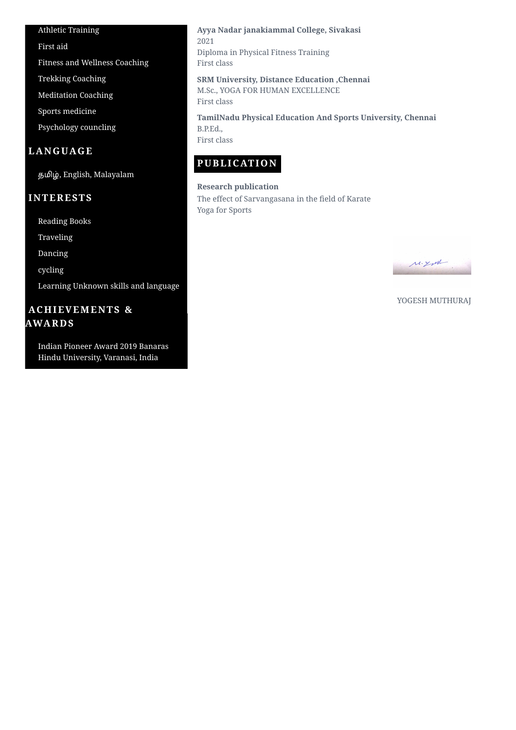- Athletic Training
- First aid
- Fitness and Wellness Coaching
- Trekking Coaching
- Meditation Coaching
- Sports medicine
- Psychology councling

## LANGUAGE

தமிழ், English, Malayalam

## INTERESTS

- Reading Books
- Traveling
- Dancing
- cycling
- Learning Unknown skills and language

## ACHIEVEMENTS & AWARDS

Indian Pioneer Award 2019 Banaras Hindu University, Varanasi, India

**Ayya Nadar janakiammal College, Sivakasi**
2021
Diploma in Physical Fitness Training
First class

**SRM University, Distance Education ,Chennai**
M.Sc., YOGA FOR HUMAN EXCELLENCE
First class

**TamilNadu Physical Education And Sports University, Chennai**
B.P.Ed.,
First class

## PUBLICATION

**Research publication**
The effect of Sarvangasana in the field of Karate
Yoga for Sports

YOGESH MUTHURAJ